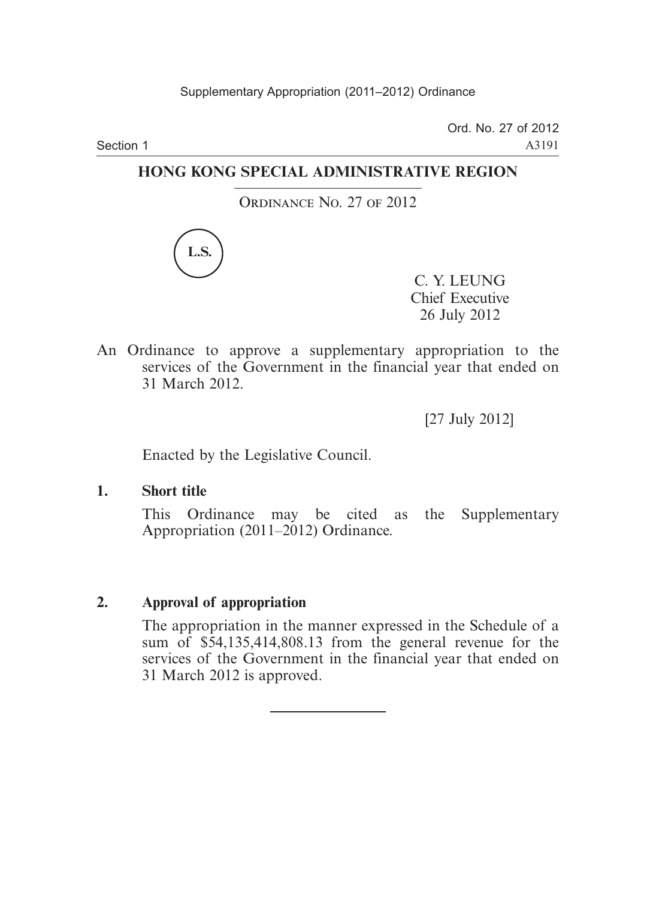# HONG KONG SPECIAL ADMINISTRATIVE REGION

Ordinance No. 27 of 2012

L.S.

C. Y. LEUNG
Chief Executive
26 July 2012

An Ordinance to approve a supplementary appropriation to the services of the Government in the financial year that ended on 31 March 2012.

[27 July 2012]

Enacted by the Legislative Council.

**1. Short title**

This Ordinance may be cited as the Supplementary Appropriation (2011–2012) Ordinance.

**2. Approval of appropriation**

The appropriation in the manner expressed in the Schedule of a sum of $54,135,414,808.13 from the general revenue for the services of the Government in the financial year that ended on 31 March 2012 is approved.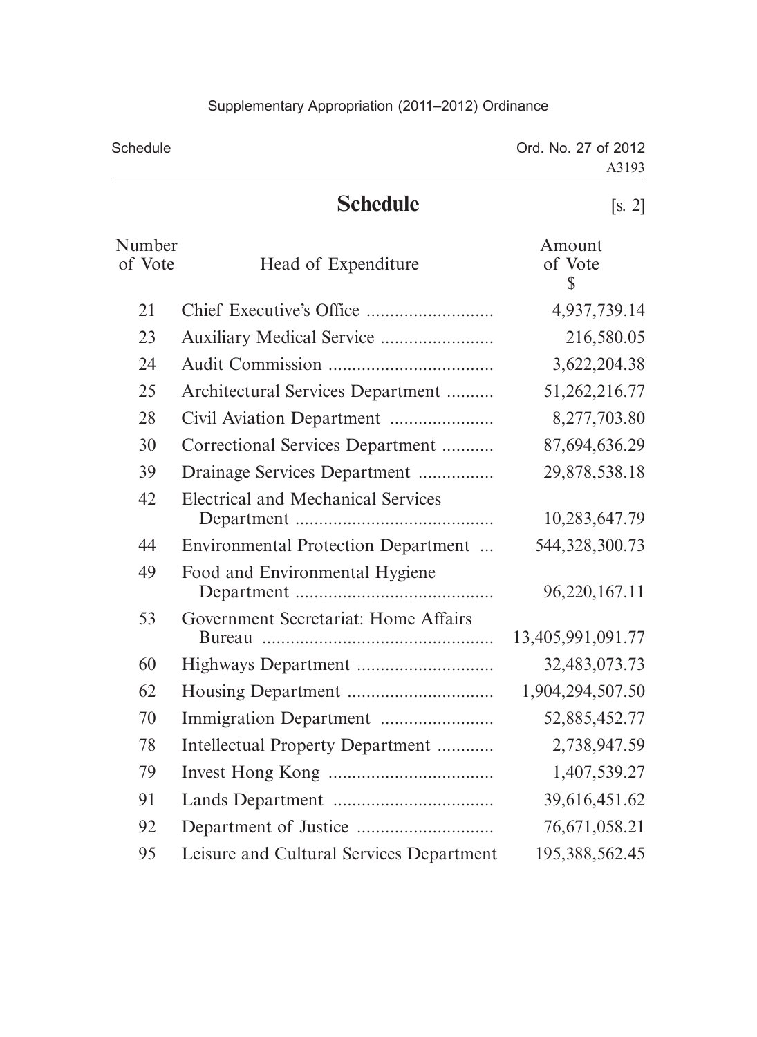# Schedule

[s. 2]

| Number of Vote | Head of Expenditure | Amount of Vote $ |
|---|---|---|
| 21 | Chief Executive's Office | 4,937,739.14 |
| 23 | Auxiliary Medical Service | 216,580.05 |
| 24 | Audit Commission | 3,622,204.38 |
| 25 | Architectural Services Department | 51,262,216.77 |
| 28 | Civil Aviation Department | 8,277,703.80 |
| 30 | Correctional Services Department | 87,694,636.29 |
| 39 | Drainage Services Department | 29,878,538.18 |
| 42 | Electrical and Mechanical Services Department | 10,283,647.79 |
| 44 | Environmental Protection Department | 544,328,300.73 |
| 49 | Food and Environmental Hygiene Department | 96,220,167.11 |
| 53 | Government Secretariat: Home Affairs Bureau | 13,405,991,091.77 |
| 60 | Highways Department | 32,483,073.73 |
| 62 | Housing Department | 1,904,294,507.50 |
| 70 | Immigration Department | 52,885,452.77 |
| 78 | Intellectual Property Department | 2,738,947.59 |
| 79 | Invest Hong Kong | 1,407,539.27 |
| 91 | Lands Department | 39,616,451.62 |
| 92 | Department of Justice | 76,671,058.21 |
| 95 | Leisure and Cultural Services Department | 195,388,562.45 |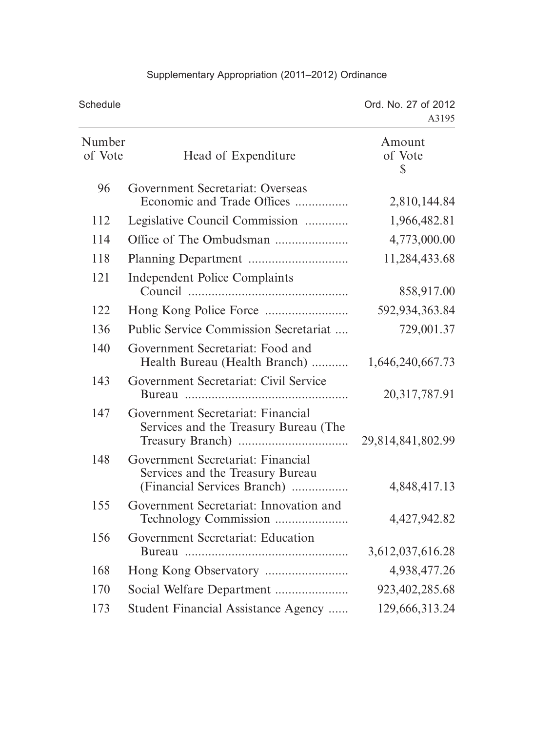| Number of Vote | Head of Expenditure | Amount of Vote $ |
|---|---|---|
| 96 | Government Secretariat: Overseas Economic and Trade Offices | 2,810,144.84 |
| 112 | Legislative Council Commission | 1,966,482.81 |
| 114 | Office of The Ombudsman | 4,773,000.00 |
| 118 | Planning Department | 11,284,433.68 |
| 121 | Independent Police Complaints Council | 858,917.00 |
| 122 | Hong Kong Police Force | 592,934,363.84 |
| 136 | Public Service Commission Secretariat | 729,001.37 |
| 140 | Government Secretariat: Food and Health Bureau (Health Branch) | 1,646,240,667.73 |
| 143 | Government Secretariat: Civil Service Bureau | 20,317,787.91 |
| 147 | Government Secretariat: Financial Services and the Treasury Bureau (The Treasury Branch) | 29,814,841,802.99 |
| 148 | Government Secretariat: Financial Services and the Treasury Bureau (Financial Services Branch) | 4,848,417.13 |
| 155 | Government Secretariat: Innovation and Technology Commission | 4,427,942.82 |
| 156 | Government Secretariat: Education Bureau | 3,612,037,616.28 |
| 168 | Hong Kong Observatory | 4,938,477.26 |
| 170 | Social Welfare Department | 923,402,285.68 |
| 173 | Student Financial Assistance Agency | 129,666,313.24 |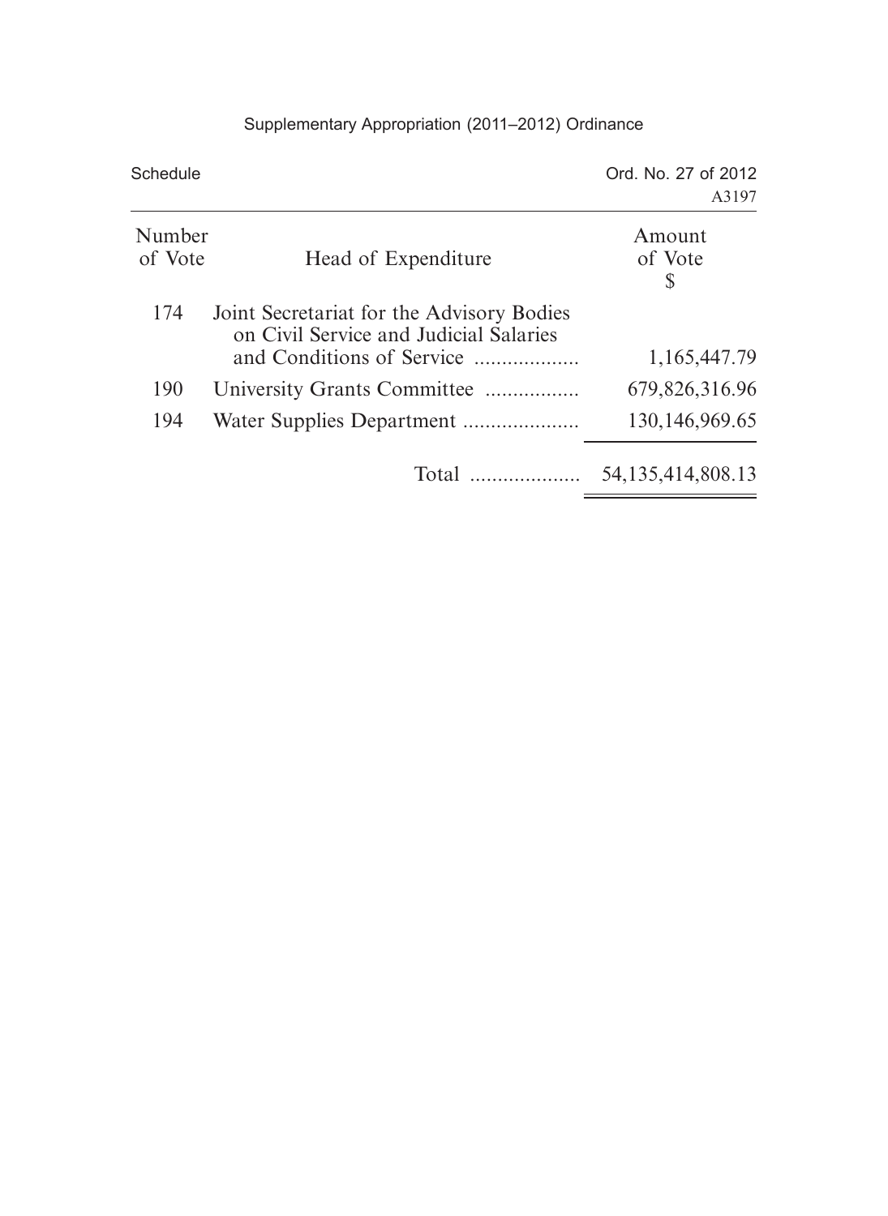| Number of Vote | Head of Expenditure | Amount of Vote $ |
|---|---|---|
| 174 | Joint Secretariat for the Advisory Bodies on Civil Service and Judicial Salaries and Conditions of Service | 1,165,447.79 |
| 190 | University Grants Committee | 679,826,316.96 |
| 194 | Water Supplies Department | 130,146,969.65 |
| | Total | 54,135,414,808.13 |